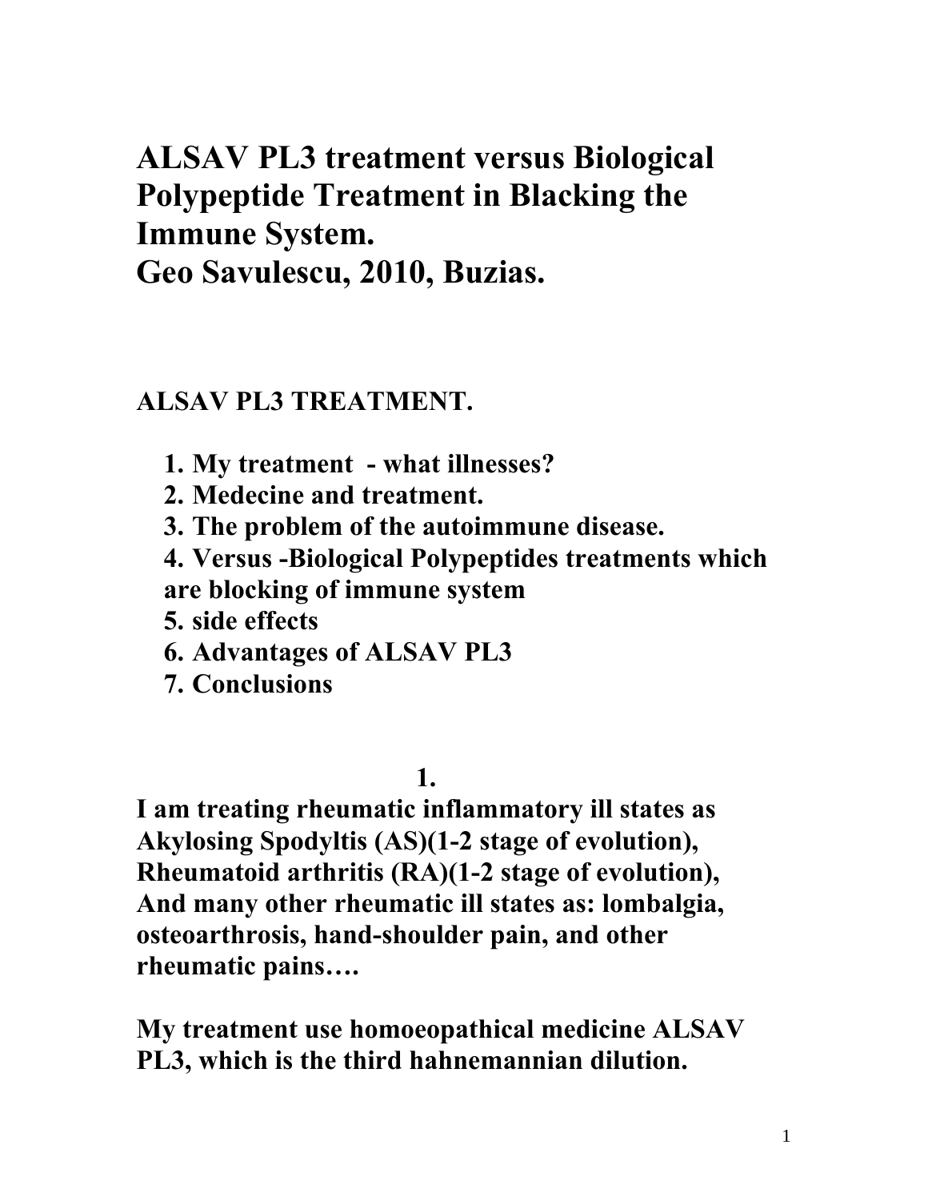# ALSAV PL3 treatment versus Biological Polypeptide Treatment in Blacking the Immune System.
# Geo Savulescu, 2010, Buzias.

## ALSAV PL3 TREATMENT.

1. My treatment - what illnesses?
2. Medecine and treatment.
3. The problem of the autoimmune disease.
4. Versus -Biological Polypeptides treatments which are blocking of immune system
5. side effects
6. Advantages of ALSAV PL3
7. Conclusions

## 1.

**I am treating rheumatic inflammatory ill states as Akylosing Spodyltis (AS)(1-2 stage of evolution), Rheumatoid arthritis (RA)(1-2 stage of evolution), And many other rheumatic ill states as: lombalgia, osteoarthrosis, hand-shoulder pain, and other rheumatic pains….**

**My treatment use homoeopathical medicine ALSAV PL3, which is the third hahnemannian dilution.**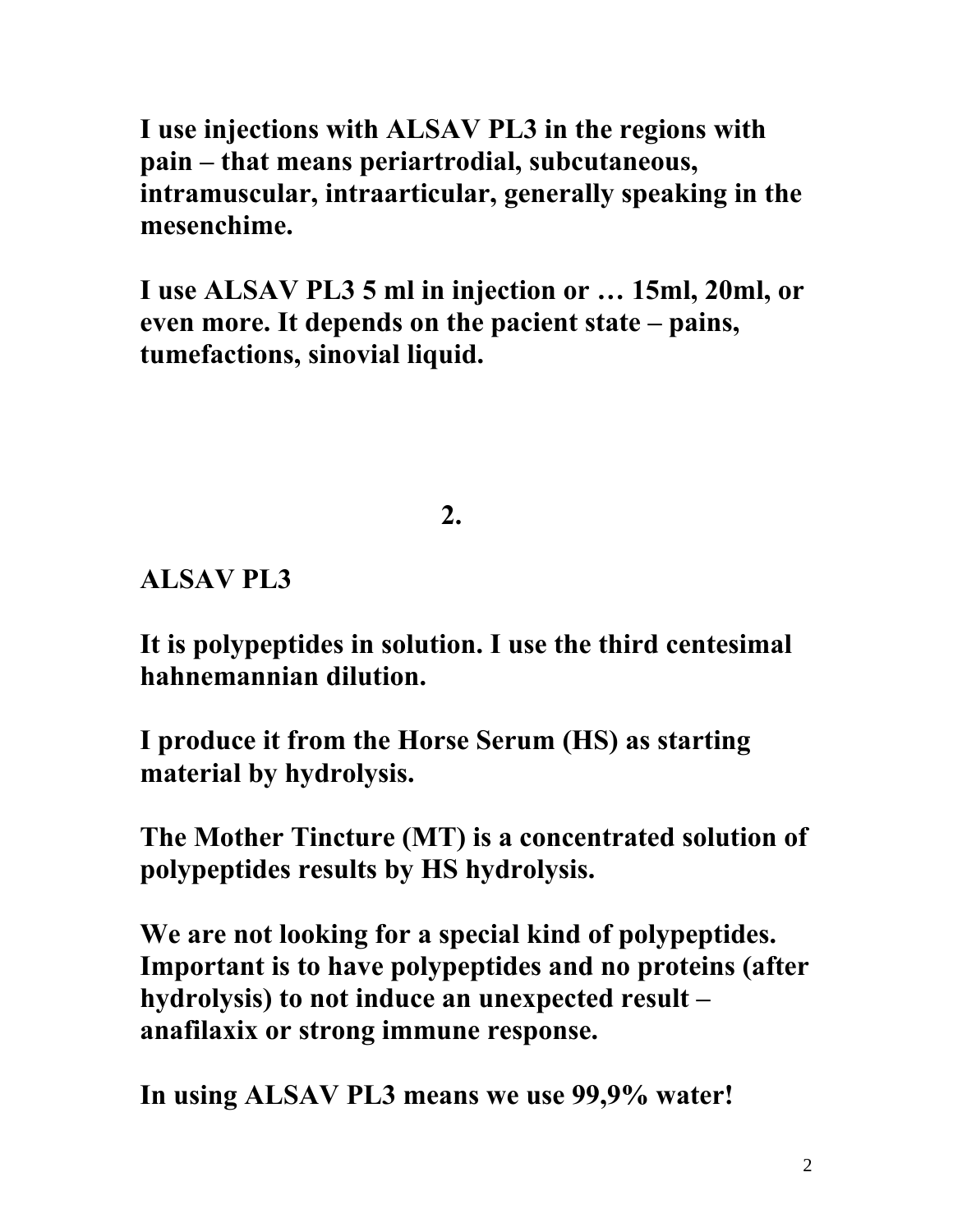**I use injections with ALSAV PL3 in the regions with pain – that means periartrodial, subcutaneous, intramuscular, intraarticular, generally speaking in the mesenchime.**

**I use ALSAV PL3 5 ml in injection or … 15ml, 20ml, or even more. It depends on the pacient state – pains, tumefactions, sinovial liquid.**

## 2.

**ALSAV PL3**

**It is polypeptides in solution. I use the third centesimal hahnemannian dilution.**

**I produce it from the Horse Serum (HS) as starting material by hydrolysis.**

**The Mother Tincture (MT) is a concentrated solution of polypeptides results by HS hydrolysis.**

**We are not looking for a special kind of polypeptides. Important is to have polypeptides and no proteins (after hydrolysis) to not induce an unexpected result – anafilaxix or strong immune response.**

**In using ALSAV PL3 means we use 99,9% water!**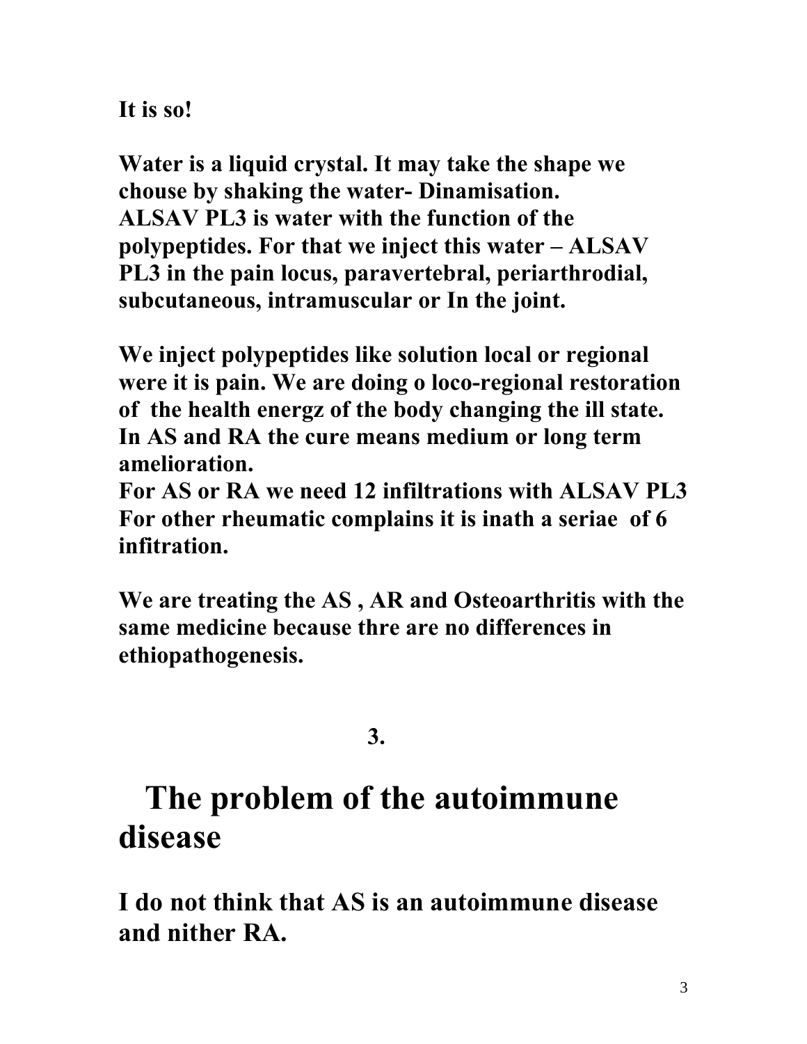**It is so!**

**Water is a liquid crystal. It may take the shape we chouse by shaking the water- Dinamisation. ALSAV PL3 is water with the function of the polypeptides. For that we inject this water – ALSAV PL3 in the pain locus, paravertebral, periarthrodial, subcutaneous, intramuscular or In the joint.**

**We inject polypeptides like solution local or regional were it is pain. We are doing o loco-regional restoration of the health energz of the body changing the ill state. In AS and RA the cure means medium or long term amelioration.**
**For AS or RA we need 12 infiltrations with ALSAV PL3**
**For other rheumatic complains it is inath a seriae of 6 infitration.**

**We are treating the AS , AR and Osteoarthritis with the same medicine because thre are no differences in ethiopathogenesis.**

**3.**

# The problem of the autoimmune disease

## I do not think that AS is an autoimmune disease and nither RA.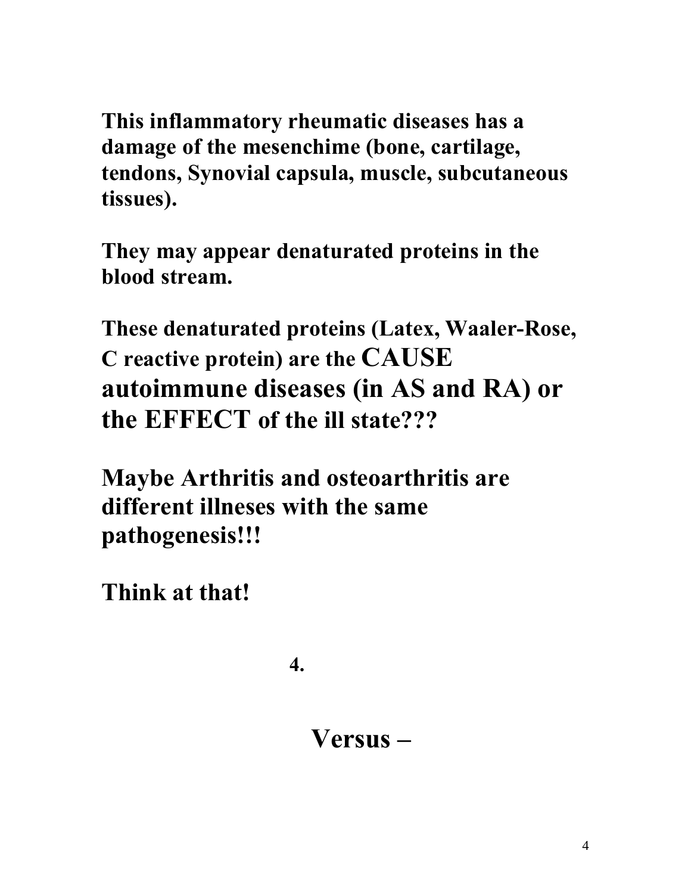**This inflammatory rheumatic diseases has a damage of the mesenchime (bone, cartilage, tendons, Synovial capsula, muscle, subcutaneous tissues).**

**They may appear denaturated proteins in the blood stream.**

**These denaturated proteins (Latex, Waaler-Rose, C reactive protein) are the CAUSE autoimmune diseases (in AS and RA) or the EFFECT of the ill state???**

**Maybe Arthritis and osteoarthritis are different illneses with the same pathogenesis!!!**

**Think at that!**

**4.**

## Versus –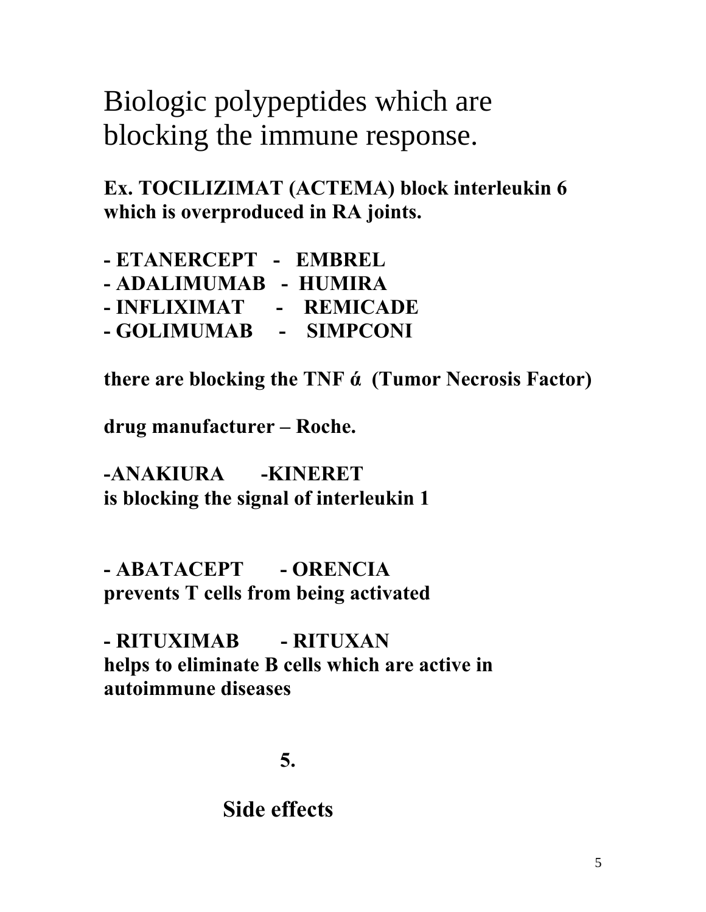# Biologic polypeptides which are blocking the immune response.

**Ex. TOCILIZIMAT (ACTEMA) block interleukin 6 which is overproduced in RA joints.**

**- ETANERCEPT - EMBREL**
**- ADALIMUMAB - HUMIRA**
**- INFLIXIMAT - REMICADE**
**- GOLIMUMAB - SIMPCONI**

**there are blocking the TNF ά (Tumor Necrosis Factor)**

**drug manufacturer – Roche.**

**-ANAKIURA -KINERET**
**is blocking the signal of interleukin 1**

**- ABATACEPT - ORENCIA**
**prevents T cells from being activated**

**- RITUXIMAB - RITUXAN**
**helps to eliminate B cells which are active in autoimmune diseases**

**5.**

## Side effects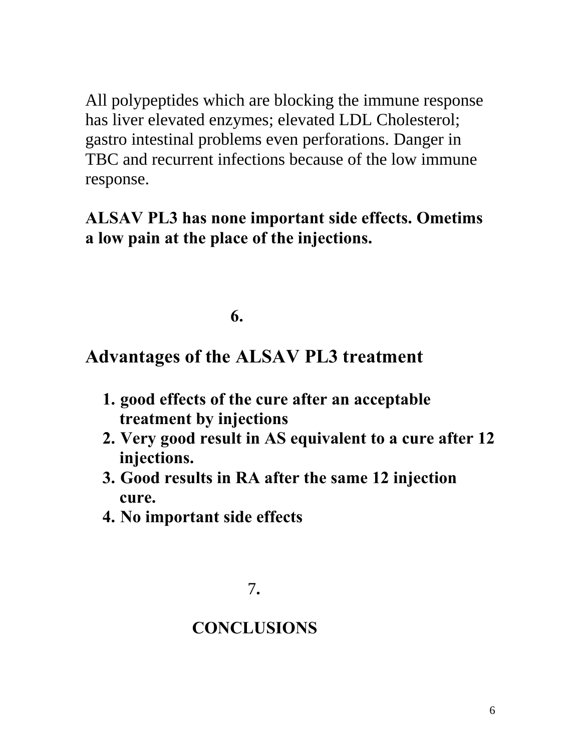All polypeptides which are blocking the immune response has liver elevated enzymes; elevated LDL Cholesterol; gastro intestinal problems even perforations. Danger in TBC and recurrent infections because of the low immune response.

**ALSAV PL3 has none important side effects. Ometims a low pain at the place of the injections.**

## 6.

## Advantages of the ALSAV PL3 treatment

1. **good effects of the cure after an acceptable treatment by injections**
2. **Very good result in AS equivalent to a cure after 12 injections.**
3. **Good results in RA after the same 12 injection cure.**
4. **No important side effects**

## 7.

## CONCLUSIONS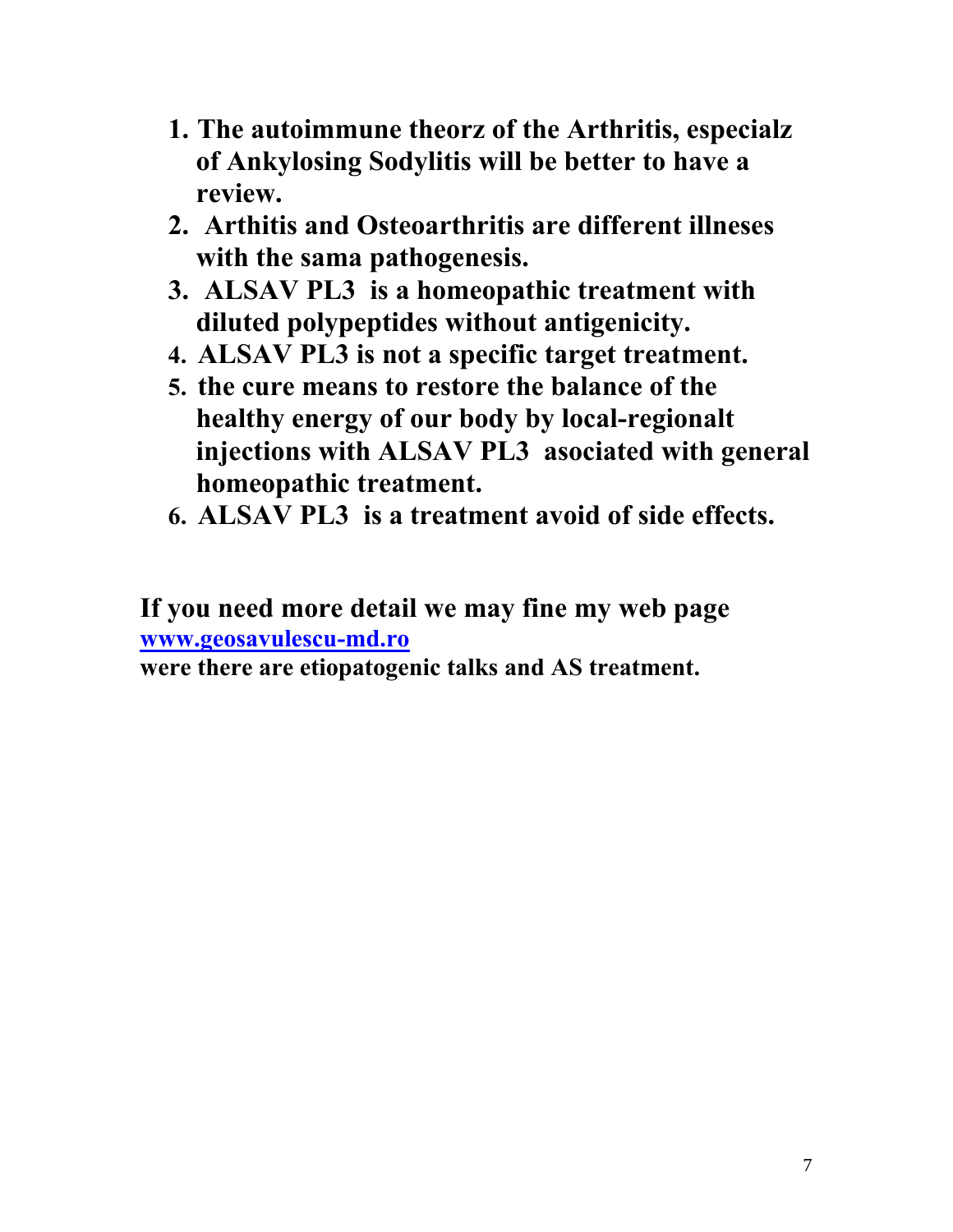1. **The autoimmune theorz of the Arthritis, especialz of Ankylosing Sodylitis will be better to have a review.**
2. **Arthitis and Osteoarthritis are different illneses with the sama pathogenesis.**
3. **ALSAV PL3 is a homeopathic treatment with diluted polypeptides without antigenicity.**
4. **ALSAV PL3 is not a specific target treatment.**
5. **the cure means to restore the balance of the healthy energy of our body by local-regionalt injections with ALSAV PL3 asociated with general homeopathic treatment.**
6. **ALSAV PL3 is a treatment avoid of side effects.**

**If you need more detail we may fine my web page**
**[www.geosavulescu-md.ro](http://www.geosavulescu-md.ro)**
**were there are etiopatogenic talks and AS treatment.**